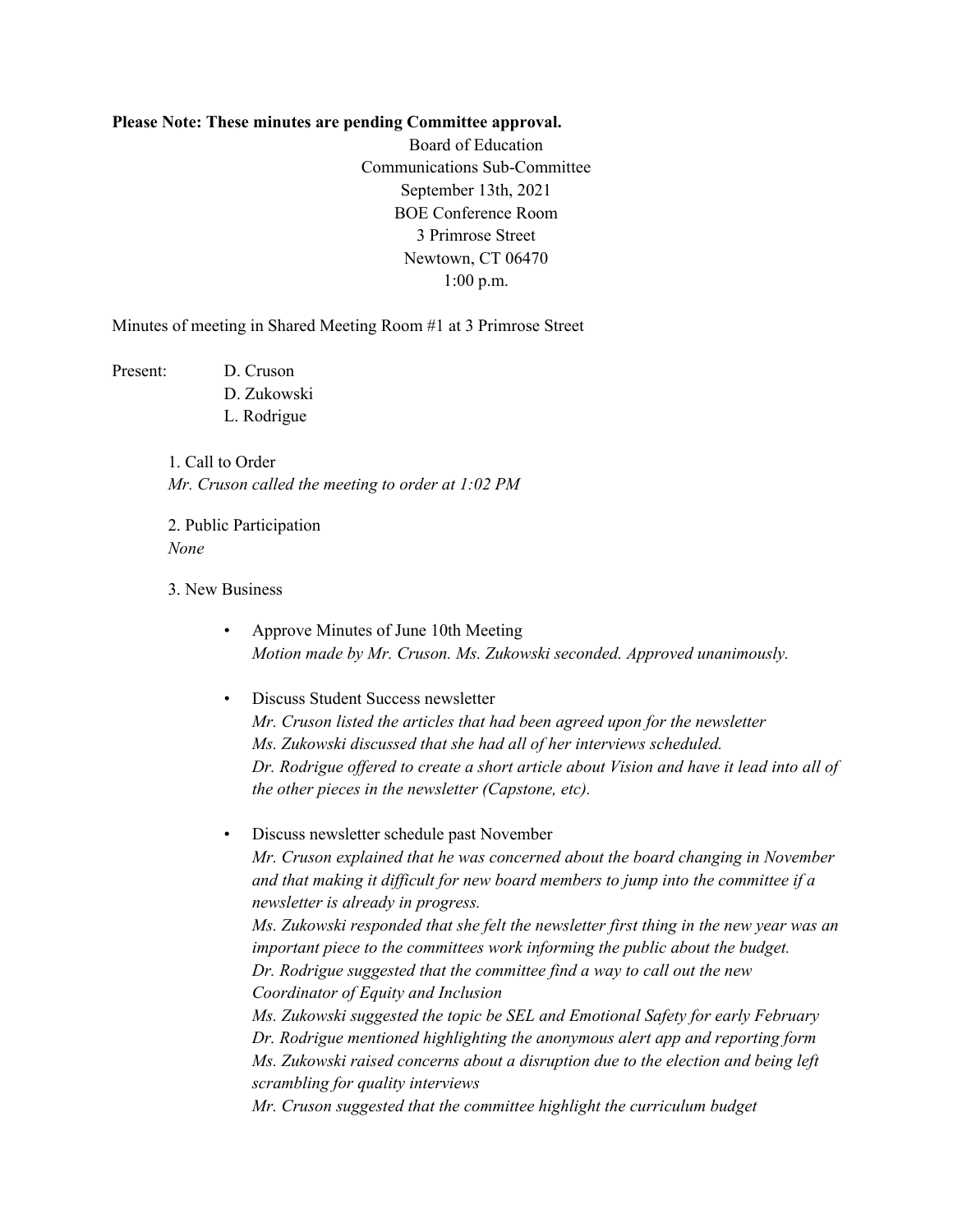**Please Note: These minutes are pending Committee approval.**

Board of Education
Communications Sub-Committee
September 13th, 2021
BOE Conference Room
3 Primrose Street
Newtown, CT 06470
1:00 p.m.

Minutes of meeting in Shared Meeting Room #1 at 3 Primrose Street

Present: D. Cruson
D. Zukowski
L. Rodrigue

1. Call to Order
*Mr. Cruson called the meeting to order at 1:02 PM*

2. Public Participation
*None*

3. New Business

- Approve Minutes of June 10th Meeting
*Motion made by Mr. Cruson. Ms. Zukowski seconded. Approved unanimously.*

- Discuss Student Success newsletter
*Mr. Cruson listed the articles that had been agreed upon for the newsletter*
*Ms. Zukowski discussed that she had all of her interviews scheduled.*
*Dr. Rodrigue offered to create a short article about Vision and have it lead into all of the other pieces in the newsletter (Capstone, etc).*

- Discuss newsletter schedule past November
*Mr. Cruson explained that he was concerned about the board changing in November and that making it difficult for new board members to jump into the committee if a newsletter is already in progress.*
*Ms. Zukowski responded that she felt the newsletter first thing in the new year was an important piece to the committees work informing the public about the budget.*
*Dr. Rodrigue suggested that the committee find a way to call out the new Coordinator of Equity and Inclusion*
*Ms. Zukowski suggested the topic be SEL and Emotional Safety for early February*
*Dr. Rodrigue mentioned highlighting the anonymous alert app and reporting form*
*Ms. Zukowski raised concerns about a disruption due to the election and being left scrambling for quality interviews*
*Mr. Cruson suggested that the committee highlight the curriculum budget*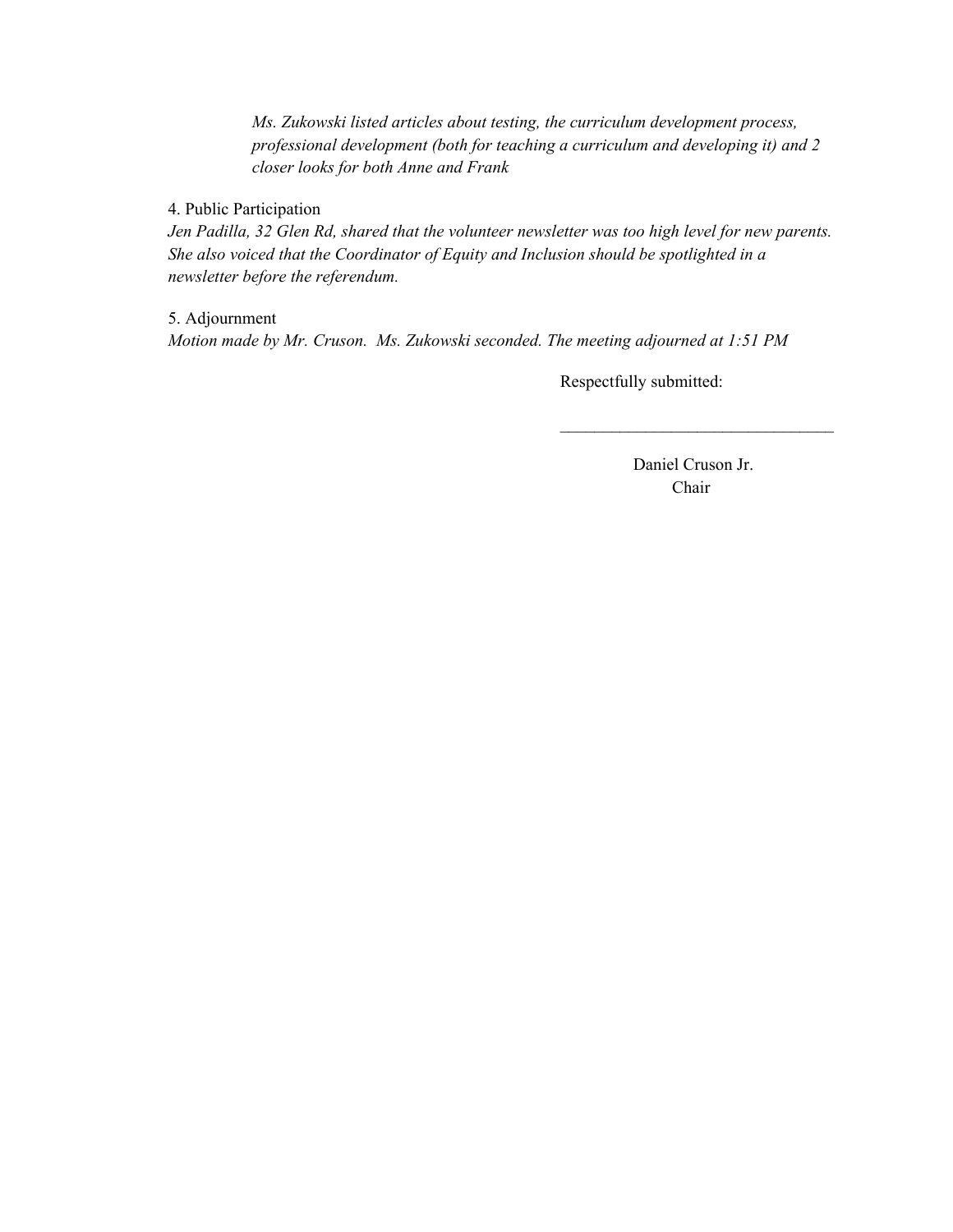*Ms. Zukowski listed articles about testing, the curriculum development process, professional development (both for teaching a curriculum and developing it) and 2 closer looks for both Anne and Frank*

4. Public Participation

*Jen Padilla, 32 Glen Rd, shared that the volunteer newsletter was too high level for new parents. She also voiced that the Coordinator of Equity and Inclusion should be spotlighted in a newsletter before the referendum.*

5. Adjournment

*Motion made by Mr. Cruson. Ms. Zukowski seconded. The meeting adjourned at 1:51 PM*

Respectfully submitted:

_________________________________

Daniel Cruson Jr.
Chair